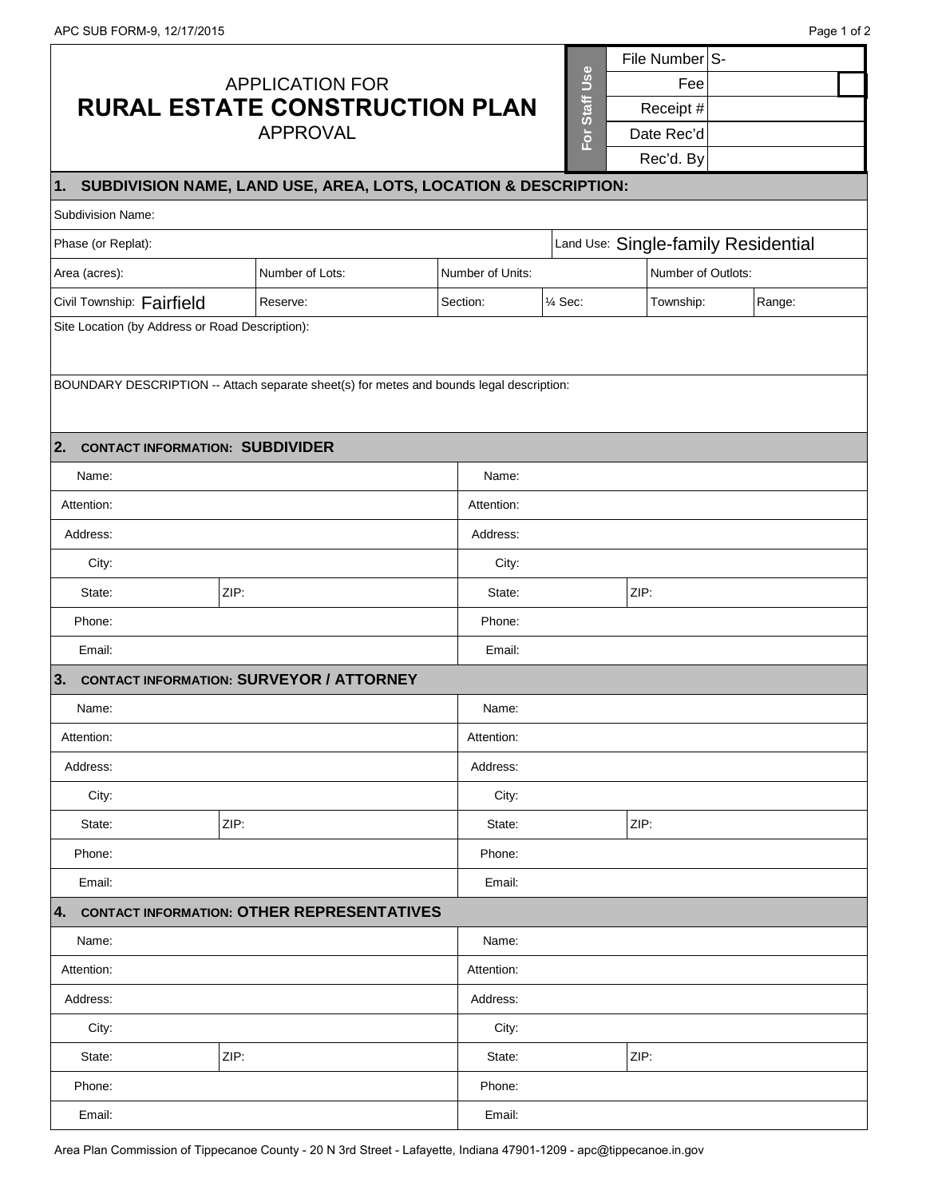APC SUB FORM-9, 12/17/2015

# APPLICATION FOR
# RURAL ESTATE CONSTRUCTION PLAN
# APPROVAL

| For Staff Use | |
|---|---|
| File Number | S- |
| Fee | |
| Receipt # | |
| Date Rec'd | |
| Rec'd. By | |

## 1. SUBDIVISION NAME, LAND USE, AREA, LOTS, LOCATION & DESCRIPTION:

| | | | | | |
|---|---|---|---|---|---|
| Subdivision Name: | | | | | |
| Phase (or Replat): | | | Land Use: Single-family Residential | | |
| Area (acres): | Number of Lots: | Number of Units: | | Number of Outlots: | |
| Civil Township: Fairfield | Reserve: | Section: | ¼ Sec: | Township: | Range: |

Site Location (by Address or Road Description):

BOUNDARY DESCRIPTION -- Attach separate sheet(s) for metes and bounds legal description:

## 2. CONTACT INFORMATION: SUBDIVIDER

| | | | |
|---|---|---|---|
| Name: | | Name: | |
| Attention: | | Attention: | |
| Address: | | Address: | |
| City: | | City: | |
| State: | ZIP: | State: | ZIP: |
| Phone: | | Phone: | |
| Email: | | Email: | |

## 3. CONTACT INFORMATION: SURVEYOR / ATTORNEY

| | | | |
|---|---|---|---|
| Name: | | Name: | |
| Attention: | | Attention: | |
| Address: | | Address: | |
| City: | | City: | |
| State: | ZIP: | State: | ZIP: |
| Phone: | | Phone: | |
| Email: | | Email: | |

## 4. CONTACT INFORMATION: OTHER REPRESENTATIVES

| | | | |
|---|---|---|---|
| Name: | | Name: | |
| Attention: | | Attention: | |
| Address: | | Address: | |
| City: | | City: | |
| State: | ZIP: | State: | ZIP: |
| Phone: | | Phone: | |
| Email: | | Email: | |

Area Plan Commission of Tippecanoe County - 20 N 3rd Street - Lafayette, Indiana 47901-1209 - apc@tippecanoe.in.gov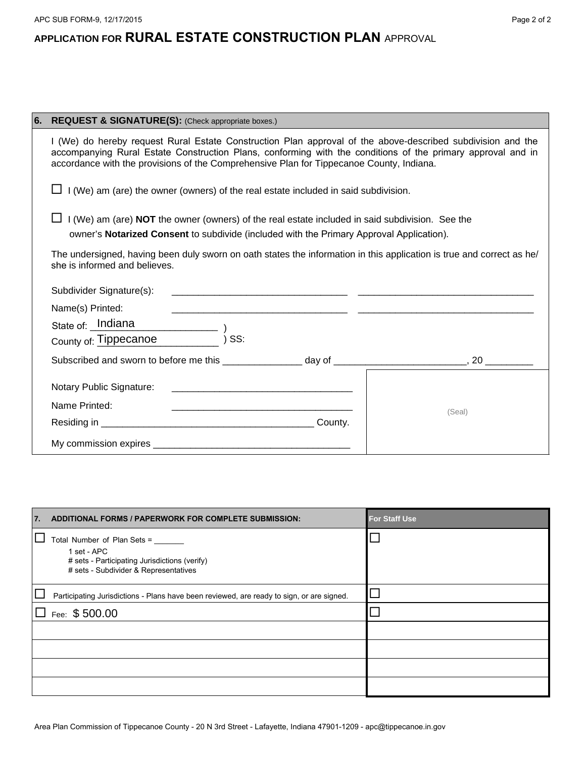## APPLICATION FOR RURAL ESTATE CONSTRUCTION PLAN APPROVAL

### 6. REQUEST & SIGNATURE(S): (Check appropriate boxes.)

I (We) do hereby request Rural Estate Construction Plan approval of the above-described subdivision and the accompanying Rural Estate Construction Plans, conforming with the conditions of the primary approval and in accordance with the provisions of the Comprehensive Plan for Tippecanoe County, Indiana.

☐ I (We) am (are) the owner (owners) of the real estate included in said subdivision.

☐ I (We) am (are) **NOT** the owner (owners) of the real estate included in said subdivision. See the owner's **Notarized Consent** to subdivide (included with the Primary Approval Application).

The undersigned, having been duly sworn on oath states the information in this application is true and correct as he/she is informed and believes.

Subdivider Signature(s): ________________________________ ________________________________

Name(s) Printed: ________________________________ ________________________________

State of: Indiana )
County of: Tippecanoe ) SS:

Subscribed and sworn to before me this ______________ day of ________________________, 20 ________

Notary Public Signature: ________________________________

Name Printed: ________________________________

Residing in ________________________________________ County.

My commission expires ____________________________________

(Seal)

| 7. ADDITIONAL FORMS / PAPERWORK FOR COMPLETE SUBMISSION: | For Staff Use |
|---|---|
| ☐ Total Number of Plan Sets = _______<br>1 set - APC<br># sets - Participating Jurisdictions (verify)<br># sets - Subdivider & Representatives | ☐ |
| ☐ Participating Jurisdictions - Plans have been reviewed, are ready to sign, or are signed. | ☐ |
| ☐ Fee: $ 500.00 | ☐ |
| | |
| | |
| | |
| | |

Area Plan Commission of Tippecanoe County - 20 N 3rd Street - Lafayette, Indiana 47901-1209 - apc@tippecanoe.in.gov